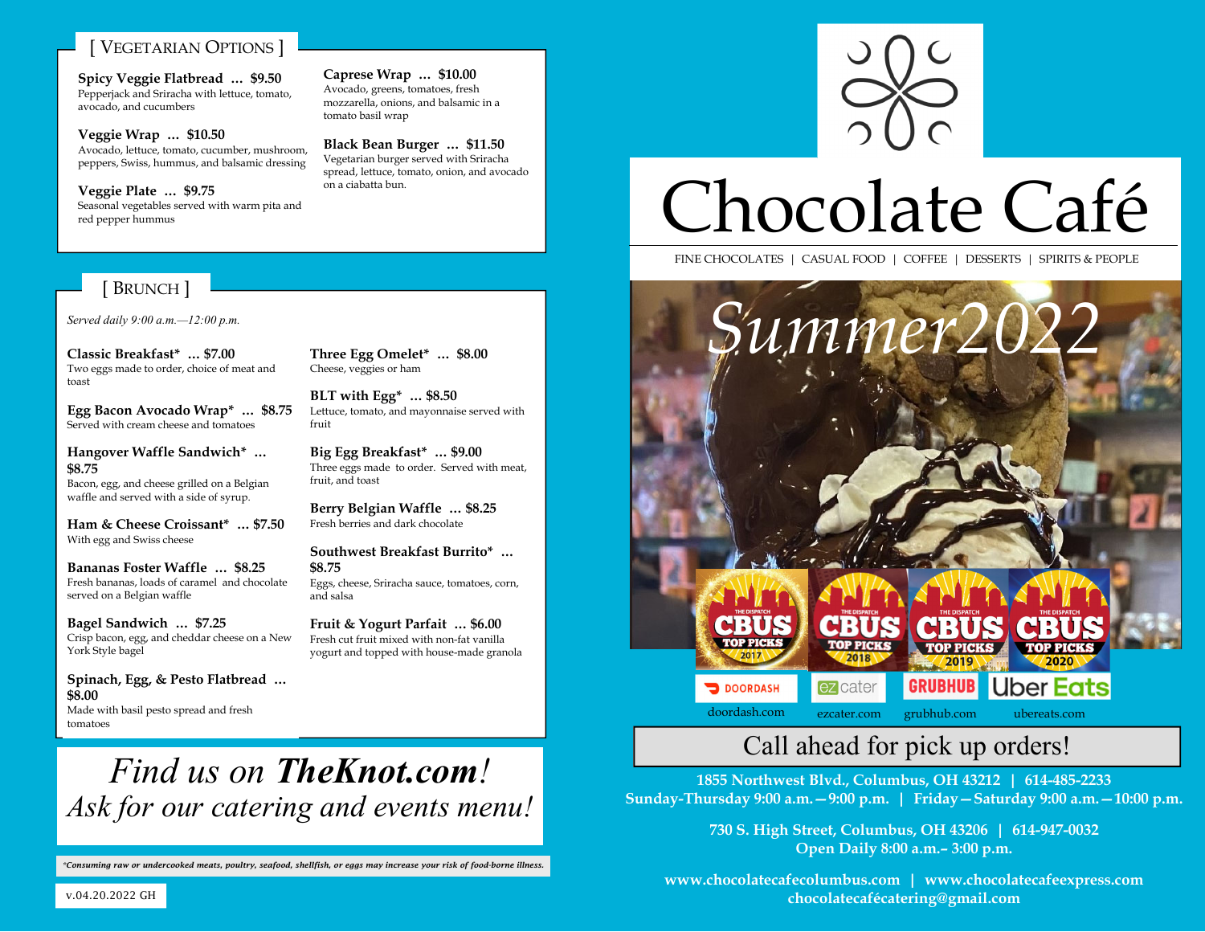## [ Vegetarian Options ]

**Spicy Veggie Flatbread … $9.50**
Pepperjack and Sriracha with lettuce, tomato, avocado, and cucumbers

**Veggie Wrap … $10.50**
Avocado, lettuce, tomato, cucumber, mushroom, peppers, Swiss, hummus, and balsamic dressing

**Veggie Plate … $9.75**
Seasonal vegetables served with warm pita and red pepper hummus

**Caprese Wrap … $10.00**
Avocado, greens, tomatoes, fresh mozzarella, onions, and balsamic in a tomato basil wrap

**Black Bean Burger … $11.50**
Vegetarian burger served with Sriracha spread, lettuce, tomato, onion, and avocado on a ciabatta bun.

## [ Brunch ]

*Served daily 9:00 a.m.—12:00 p.m.*

**Classic Breakfast* … $7.00**
Two eggs made to order, choice of meat and toast

**Egg Bacon Avocado Wrap* … $8.75**
Served with cream cheese and tomatoes

**Hangover Waffle Sandwich* … $8.75**
Bacon, egg, and cheese grilled on a Belgian waffle and served with a side of syrup.

**Ham & Cheese Croissant* … $7.50**
With egg and Swiss cheese

**Bananas Foster Waffle … $8.25**
Fresh bananas, loads of caramel and chocolate served on a Belgian waffle

**Bagel Sandwich … $7.25**
Crisp bacon, egg, and cheddar cheese on a New York Style bagel

**Spinach, Egg, & Pesto Flatbread … $8.00**
Made with basil pesto spread and fresh tomatoes

**Three Egg Omelet* … $8.00**
Cheese, veggies or ham

**BLT with Egg* … $8.50**
Lettuce, tomato, and mayonnaise served with fruit

**Big Egg Breakfast* … $9.00**
Three eggs made to order. Served with meat, fruit, and toast

**Berry Belgian Waffle … $8.25**
Fresh berries and dark chocolate

**Southwest Breakfast Burrito* … $8.75**
Eggs, cheese, Sriracha sauce, tomatoes, corn, and salsa

**Fruit & Yogurt Parfait … $6.00**
Fresh cut fruit mixed with non-fat vanilla yogurt and topped with house-made granola

*Find us on **TheKnot.com**!*
*Ask for our catering and events menu!*

****Consuming raw or undercooked meats, poultry, seafood, shellfish, or eggs may increase your risk of food-borne illness.***

v.04.20.2022 GH

# Chocolate Café

FINE CHOCOLATES | CASUAL FOOD | COFFEE | DESSERTS | SPIRITS & PEOPLE

*Summer2022*

The Dispatch CBUS Top Picks 2017 | 2018 | 2019 | 2020

DoorDash — doordash.com | ezCater — ezcater.com | Grubhub — grubhub.com | Uber Eats — ubereats.com

**Call ahead for pick up orders!**

**1855 Northwest Blvd., Columbus, OH 43212 | 614-485-2233**
**Sunday-Thursday 9:00 a.m.—9:00 p.m. | Friday—Saturday 9:00 a.m.—10:00 p.m.**

**730 S. High Street, Columbus, OH 43206 | 614-947-0032**
**Open Daily 8:00 a.m.– 3:00 p.m.**

**www.chocolatecafecolumbus.com | www.chocolatecafeexpress.com**
**chocolatecafécatering@gmail.com**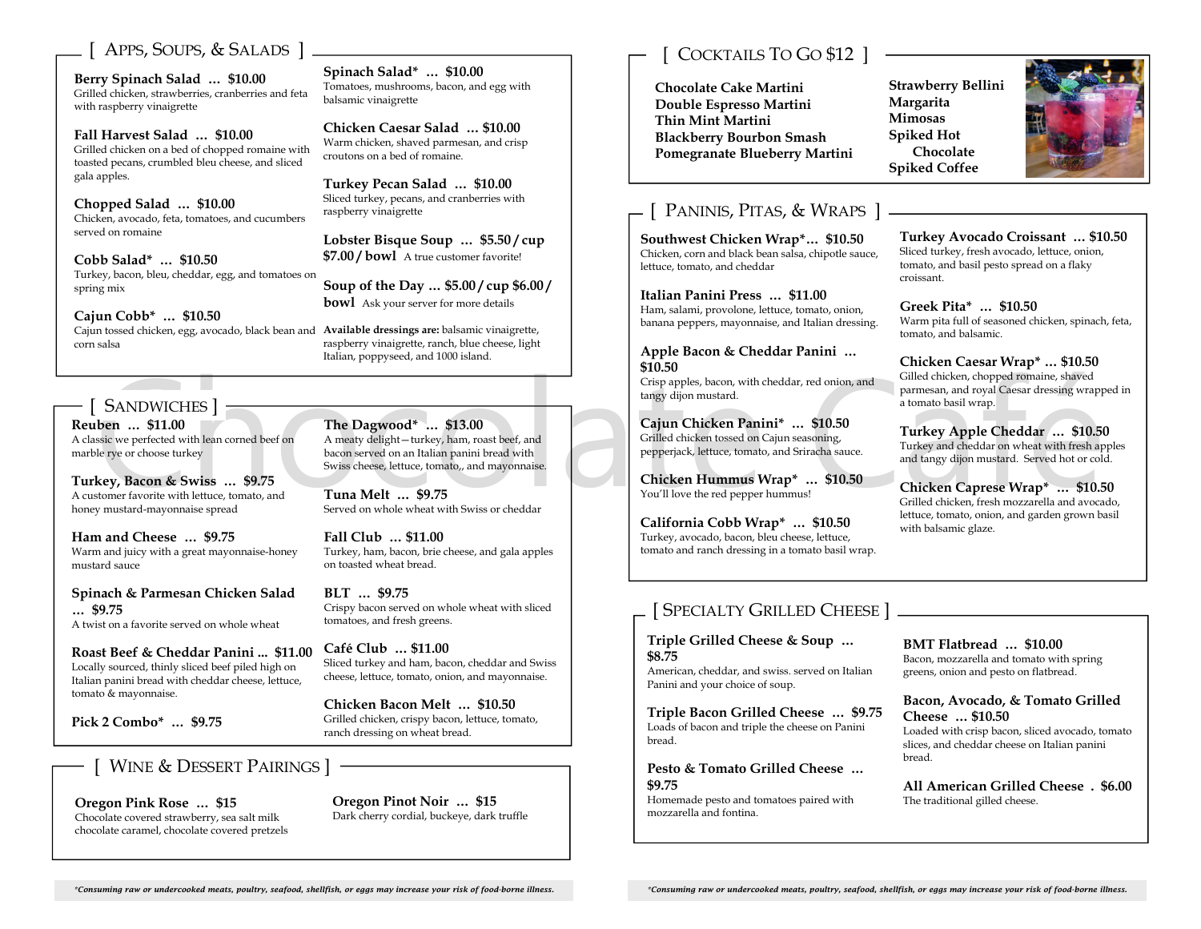## [ Apps, Soups, & Salads ]

**Berry Spinach Salad … $10.00**
Grilled chicken, strawberries, cranberries and feta with raspberry vinaigrette

**Fall Harvest Salad … $10.00**
Grilled chicken on a bed of chopped romaine with toasted pecans, crumbled bleu cheese, and sliced gala apples.

**Chopped Salad … $10.00**
Chicken, avocado, feta, tomatoes, and cucumbers served on romaine

**Cobb Salad* … $10.50**
Turkey, bacon, bleu, cheddar, egg, and tomatoes on spring mix

**Cajun Cobb* … $10.50**
Cajun tossed chicken, egg, avocado, black bean and corn salsa

**Spinach Salad* … $10.00**
Tomatoes, mushrooms, bacon, and egg with balsamic vinaigrette

**Chicken Caesar Salad … $10.00**
Warm chicken, shaved parmesan, and crisp croutons on a bed of romaine.

**Turkey Pecan Salad … $10.00**
Sliced turkey, pecans, and cranberries with raspberry vinaigrette

**Lobster Bisque Soup … $5.50 / cup $7.00 / bowl** A true customer favorite!

**Soup of the Day … $5.00 / cup $6.00 / bowl** Ask your server for more details

**Available dressings are:** balsamic vinaigrette, raspberry vinaigrette, ranch, blue cheese, light Italian, poppyseed, and 1000 island.

## [ Sandwiches ]

**Reuben … $11.00**
A classic we perfected with lean corned beef on marble rye or choose turkey

**Turkey, Bacon & Swiss … $9.75**
A customer favorite with lettuce, tomato, and honey mustard-mayonnaise spread

**Ham and Cheese … $9.75**
Warm and juicy with a great mayonnaise-honey mustard sauce

**Spinach & Parmesan Chicken Salad … $9.75**
A twist on a favorite served on whole wheat

**Roast Beef & Cheddar Panini ... $11.00**
Locally sourced, thinly sliced beef piled high on Italian panini bread with cheddar cheese, lettuce, tomato & mayonnaise.

**Pick 2 Combo* … $9.75**

**The Dagwood* … $13.00**
A meaty delight—turkey, ham, roast beef, and bacon served on an Italian panini bread with Swiss cheese, lettuce, tomato,, and mayonnaise.

**Tuna Melt … $9.75**
Served on whole wheat with Swiss or cheddar

**Fall Club … $11.00**
Turkey, ham, bacon, brie cheese, and gala apples on toasted wheat bread.

**BLT … $9.75**
Crispy bacon served on whole wheat with sliced tomatoes, and fresh greens.

**Café Club … $11.00**
Sliced turkey and ham, bacon, cheddar and Swiss cheese, lettuce, tomato, onion, and mayonnaise.

**Chicken Bacon Melt … $10.50**
Grilled chicken, crispy bacon, lettuce, tomato, ranch dressing on wheat bread.

## [ Wine & Dessert Pairings ]

**Oregon Pink Rose … $15**
Chocolate covered strawberry, sea salt milk chocolate caramel, chocolate covered pretzels

**Oregon Pinot Noir … $15**
Dark cherry cordial, buckeye, dark truffle

*\*Consuming raw or undercooked meats, poultry, seafood, shellfish, or eggs may increase your risk of food-borne illness.*

## [ Cocktails To Go $12 ]

**Chocolate Cake Martini**
**Double Espresso Martini**
**Thin Mint Martini**
**Blackberry Bourbon Smash**
**Pomegranate Blueberry Martini**
**Strawberry Bellini**
**Margarita**
**Mimosas**
**Spiked Hot Chocolate**
**Spiked Coffee**

## [ Paninis, Pitas, & Wraps ]

**Southwest Chicken Wrap*… $10.50**
Chicken, corn and black bean salsa, chipotle sauce, lettuce, tomato, and cheddar

**Italian Panini Press … $11.00**
Ham, salami, provolone, lettuce, tomato, onion, banana peppers, mayonnaise, and Italian dressing.

**Apple Bacon & Cheddar Panini … $10.50**
Crisp apples, bacon, with cheddar, red onion, and tangy dijon mustard.

**Cajun Chicken Panini* … $10.50**
Grilled chicken tossed on Cajun seasoning, pepperjack, lettuce, tomato, and Sriracha sauce.

**Chicken Hummus Wrap* … $10.50**
You'll love the red pepper hummus!

**California Cobb Wrap* … $10.50**
Turkey, avocado, bacon, bleu cheese, lettuce, tomato and ranch dressing in a tomato basil wrap.

**Turkey Avocado Croissant … $10.50**
Sliced turkey, fresh avocado, lettuce, onion, tomato, and basil pesto spread on a flaky croissant.

**Greek Pita* … $10.50**
Warm pita full of seasoned chicken, spinach, feta, tomato, and balsamic.

**Chicken Caesar Wrap* … $10.50**
Gilled chicken, chopped romaine, shaved parmesan, and royal Caesar dressing wrapped in a tomato basil wrap.

**Turkey Apple Cheddar … $10.50**
Turkey and cheddar on wheat with fresh apples and tangy dijon mustard. Served hot or cold.

**Chicken Caprese Wrap* … $10.50**
Grilled chicken, fresh mozzarella and avocado, lettuce, tomato, onion, and garden grown basil with balsamic glaze.

## [ Specialty Grilled Cheese ]

**Triple Grilled Cheese & Soup … $8.75**
American, cheddar, and swiss. served on Italian Panini and your choice of soup.

**Triple Bacon Grilled Cheese … $9.75**
Loads of bacon and triple the cheese on Panini bread.

**Pesto & Tomato Grilled Cheese … $9.75**
Homemade pesto and tomatoes paired with mozzarella and fontina.

**BMT Flatbread … $10.00**
Bacon, mozzarella and tomato with spring greens, onion and pesto on flatbread.

**Bacon, Avocado, & Tomato Grilled Cheese … $10.50**
Loaded with crisp bacon, sliced avocado, tomato slices, and cheddar cheese on Italian panini bread.

**All American Grilled Cheese . $6.00**
The traditional gilled cheese.

*\*Consuming raw or undercooked meats, poultry, seafood, shellfish, or eggs may increase your risk of food-borne illness.*